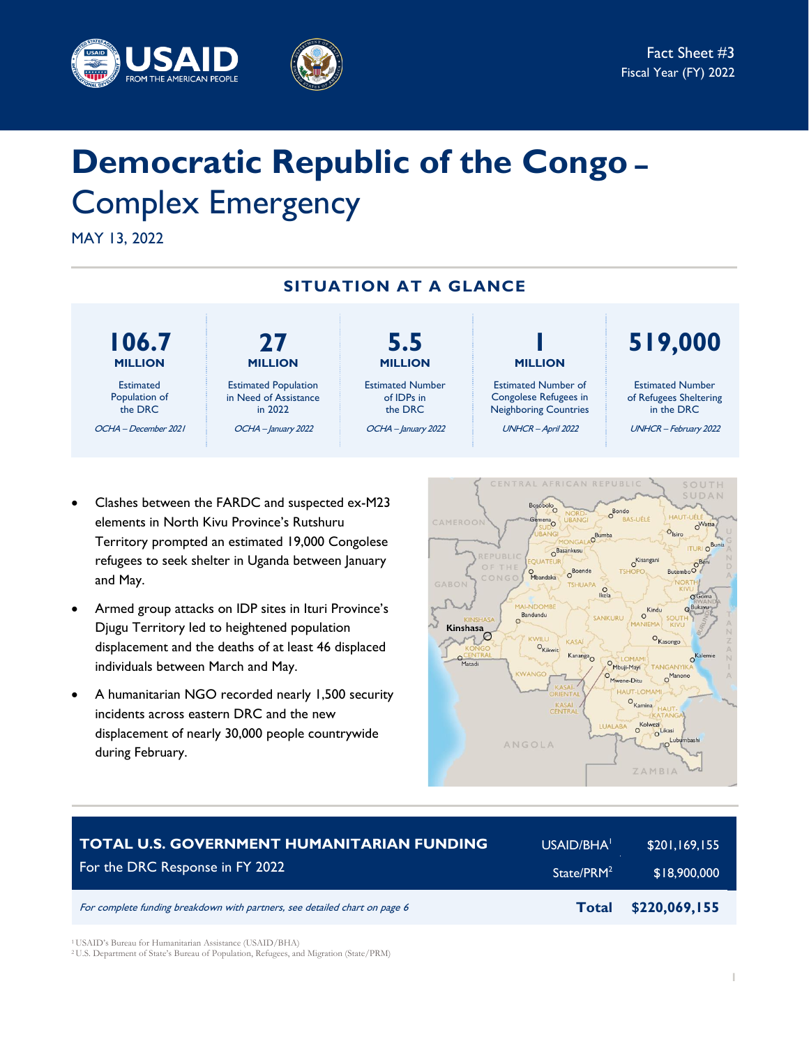Fact Sheet #3
Fiscal Year (FY) 2022

# Democratic Republic of the Congo – Complex Emergency

MAY 13, 2022

## SITUATION AT A GLANCE

| 106.7 MILLION | 27 MILLION | 5.5 MILLION | 1 MILLION | 519,000 |
|---|---|---|---|---|
| Estimated Population of the DRC | Estimated Population in Need of Assistance in 2022 | Estimated Number of IDPs in the DRC | Estimated Number of Congolese Refugees in Neighboring Countries | Estimated Number of Refugees Sheltering in the DRC |
| *OCHA – December 2021* | *OCHA – January 2022* | *OCHA – January 2022* | *UNHCR – April 2022* | *UNHCR – February 2022* |

- Clashes between the FARDC and suspected ex-M23 elements in North Kivu Province's Rutshuru Territory prompted an estimated 19,000 Congolese refugees to seek shelter in Uganda between January and May.
- Armed group attacks on IDP sites in Ituri Province's Djugu Territory led to heightened population displacement and the deaths of at least 46 displaced individuals between March and May.
- A humanitarian NGO recorded nearly 1,500 security incidents across eastern DRC and the new displacement of nearly 30,000 people countrywide during February.

| TOTAL U.S. GOVERNMENT HUMANITARIAN FUNDING For the DRC Response in FY 2022 | | |
|---|---|---|
| | USAID/BHA[1] | $201,169,155 |
| | State/PRM[2] | $18,900,000 |
| *For complete funding breakdown with partners, see detailed chart on page 6* | **Total** | **$220,069,155** |

[1] USAID's Bureau for Humanitarian Assistance (USAID/BHA)
[2] U.S. Department of State's Bureau of Population, Refugees, and Migration (State/PRM)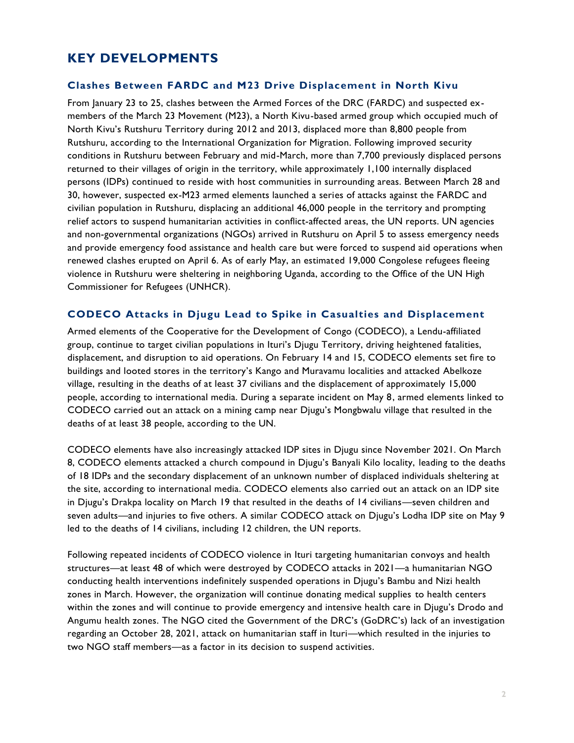## KEY DEVELOPMENTS

### Clashes Between FARDC and M23 Drive Displacement in North Kivu

From January 23 to 25, clashes between the Armed Forces of the DRC (FARDC) and suspected ex-members of the March 23 Movement (M23), a North Kivu-based armed group which occupied much of North Kivu's Rutshuru Territory during 2012 and 2013, displaced more than 8,800 people from Rutshuru, according to the International Organization for Migration. Following improved security conditions in Rutshuru between February and mid-March, more than 7,700 previously displaced persons returned to their villages of origin in the territory, while approximately 1,100 internally displaced persons (IDPs) continued to reside with host communities in surrounding areas. Between March 28 and 30, however, suspected ex-M23 armed elements launched a series of attacks against the FARDC and civilian population in Rutshuru, displacing an additional 46,000 people in the territory and prompting relief actors to suspend humanitarian activities in conflict-affected areas, the UN reports. UN agencies and non-governmental organizations (NGOs) arrived in Rutshuru on April 5 to assess emergency needs and provide emergency food assistance and health care but were forced to suspend aid operations when renewed clashes erupted on April 6. As of early May, an estimated 19,000 Congolese refugees fleeing violence in Rutshuru were sheltering in neighboring Uganda, according to the Office of the UN High Commissioner for Refugees (UNHCR).

### CODECO Attacks in Djugu Lead to Spike in Casualties and Displacement

Armed elements of the Cooperative for the Development of Congo (CODECO), a Lendu-affiliated group, continue to target civilian populations in Ituri's Djugu Territory, driving heightened fatalities, displacement, and disruption to aid operations. On February 14 and 15, CODECO elements set fire to buildings and looted stores in the territory's Kango and Muravamu localities and attacked Abelkoze village, resulting in the deaths of at least 37 civilians and the displacement of approximately 15,000 people, according to international media. During a separate incident on May 8, armed elements linked to CODECO carried out an attack on a mining camp near Djugu's Mongbwalu village that resulted in the deaths of at least 38 people, according to the UN.

CODECO elements have also increasingly attacked IDP sites in Djugu since November 2021. On March 8, CODECO elements attacked a church compound in Djugu's Banyali Kilo locality, leading to the deaths of 18 IDPs and the secondary displacement of an unknown number of displaced individuals sheltering at the site, according to international media. CODECO elements also carried out an attack on an IDP site in Djugu's Drakpa locality on March 19 that resulted in the deaths of 14 civilians—seven children and seven adults—and injuries to five others. A similar CODECO attack on Djugu's Lodha IDP site on May 9 led to the deaths of 14 civilians, including 12 children, the UN reports.

Following repeated incidents of CODECO violence in Ituri targeting humanitarian convoys and health structures—at least 48 of which were destroyed by CODECO attacks in 2021—a humanitarian NGO conducting health interventions indefinitely suspended operations in Djugu's Bambu and Nizi health zones in March. However, the organization will continue donating medical supplies to health centers within the zones and will continue to provide emergency and intensive health care in Djugu's Drodo and Angumu health zones. The NGO cited the Government of the DRC's (GoDRC's) lack of an investigation regarding an October 28, 2021, attack on humanitarian staff in Ituri—which resulted in the injuries to two NGO staff members—as a factor in its decision to suspend activities.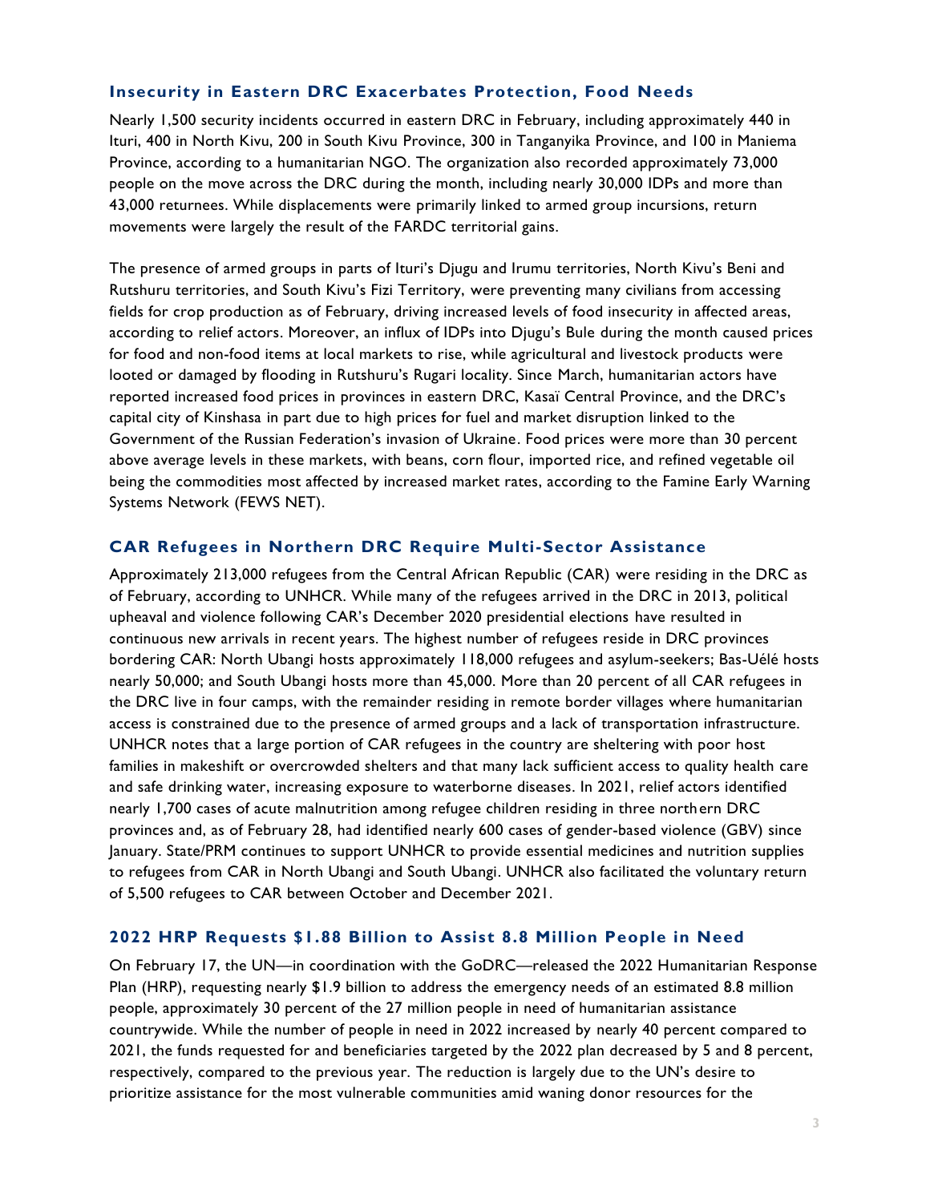### Insecurity in Eastern DRC Exacerbates Protection, Food Needs

Nearly 1,500 security incidents occurred in eastern DRC in February, including approximately 440 in Ituri, 400 in North Kivu, 200 in South Kivu Province, 300 in Tanganyika Province, and 100 in Maniema Province, according to a humanitarian NGO. The organization also recorded approximately 73,000 people on the move across the DRC during the month, including nearly 30,000 IDPs and more than 43,000 returnees. While displacements were primarily linked to armed group incursions, return movements were largely the result of the FARDC territorial gains.

The presence of armed groups in parts of Ituri's Djugu and Irumu territories, North Kivu's Beni and Rutshuru territories, and South Kivu's Fizi Territory, were preventing many civilians from accessing fields for crop production as of February, driving increased levels of food insecurity in affected areas, according to relief actors. Moreover, an influx of IDPs into Djugu's Bule during the month caused prices for food and non-food items at local markets to rise, while agricultural and livestock products were looted or damaged by flooding in Rutshuru's Rugari locality. Since March, humanitarian actors have reported increased food prices in provinces in eastern DRC, Kasaï Central Province, and the DRC's capital city of Kinshasa in part due to high prices for fuel and market disruption linked to the Government of the Russian Federation's invasion of Ukraine. Food prices were more than 30 percent above average levels in these markets, with beans, corn flour, imported rice, and refined vegetable oil being the commodities most affected by increased market rates, according to the Famine Early Warning Systems Network (FEWS NET).

### CAR Refugees in Northern DRC Require Multi-Sector Assistance

Approximately 213,000 refugees from the Central African Republic (CAR) were residing in the DRC as of February, according to UNHCR. While many of the refugees arrived in the DRC in 2013, political upheaval and violence following CAR's December 2020 presidential elections have resulted in continuous new arrivals in recent years. The highest number of refugees reside in DRC provinces bordering CAR: North Ubangi hosts approximately 118,000 refugees and asylum-seekers; Bas-Uélé hosts nearly 50,000; and South Ubangi hosts more than 45,000. More than 20 percent of all CAR refugees in the DRC live in four camps, with the remainder residing in remote border villages where humanitarian access is constrained due to the presence of armed groups and a lack of transportation infrastructure. UNHCR notes that a large portion of CAR refugees in the country are sheltering with poor host families in makeshift or overcrowded shelters and that many lack sufficient access to quality health care and safe drinking water, increasing exposure to waterborne diseases. In 2021, relief actors identified nearly 1,700 cases of acute malnutrition among refugee children residing in three northern DRC provinces and, as of February 28, had identified nearly 600 cases of gender-based violence (GBV) since January. State/PRM continues to support UNHCR to provide essential medicines and nutrition supplies to refugees from CAR in North Ubangi and South Ubangi. UNHCR also facilitated the voluntary return of 5,500 refugees to CAR between October and December 2021.

### 2022 HRP Requests $1.88 Billion to Assist 8.8 Million People in Need

On February 17, the UN—in coordination with the GoDRC—released the 2022 Humanitarian Response Plan (HRP), requesting nearly $1.9 billion to address the emergency needs of an estimated 8.8 million people, approximately 30 percent of the 27 million people in need of humanitarian assistance countrywide. While the number of people in need in 2022 increased by nearly 40 percent compared to 2021, the funds requested for and beneficiaries targeted by the 2022 plan decreased by 5 and 8 percent, respectively, compared to the previous year. The reduction is largely due to the UN's desire to prioritize assistance for the most vulnerable communities amid waning donor resources for the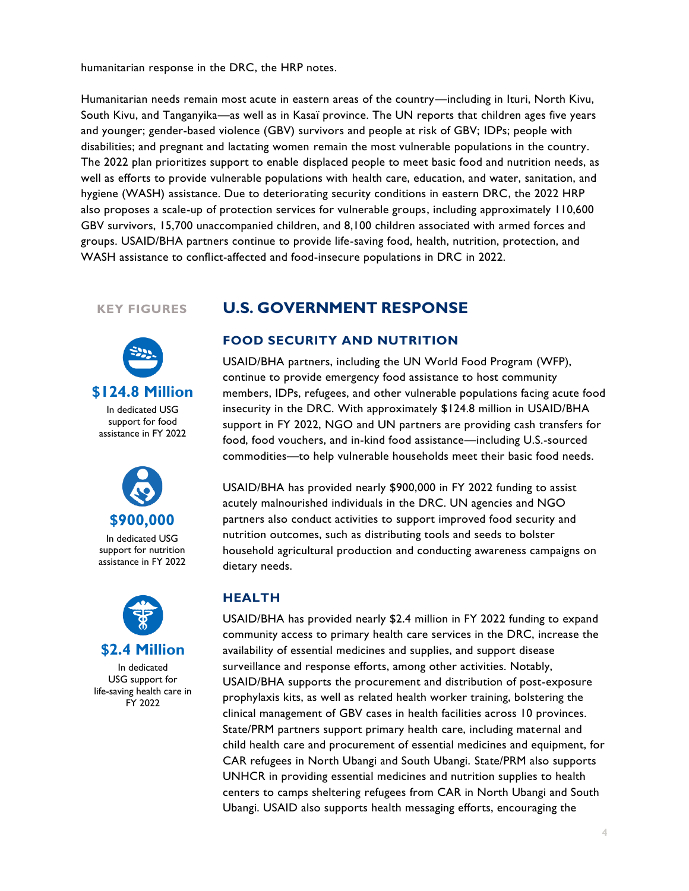humanitarian response in the DRC, the HRP notes.

Humanitarian needs remain most acute in eastern areas of the country—including in Ituri, North Kivu, South Kivu, and Tanganyika—as well as in Kasaï province. The UN reports that children ages five years and younger; gender-based violence (GBV) survivors and people at risk of GBV; IDPs; people with disabilities; and pregnant and lactating women remain the most vulnerable populations in the country. The 2022 plan prioritizes support to enable displaced people to meet basic food and nutrition needs, as well as efforts to provide vulnerable populations with health care, education, and water, sanitation, and hygiene (WASH) assistance. Due to deteriorating security conditions in eastern DRC, the 2022 HRP also proposes a scale-up of protection services for vulnerable groups, including approximately 110,600 GBV survivors, 15,700 unaccompanied children, and 8,100 children associated with armed forces and groups. USAID/BHA partners continue to provide life-saving food, health, nutrition, protection, and WASH assistance to conflict-affected and food-insecure populations in DRC in 2022.

**KEY FIGURES**

**$124.8 Million**
In dedicated USG support for food assistance in FY 2022

**$900,000**
In dedicated USG support for nutrition assistance in FY 2022

**$2.4 Million**
In dedicated USG support for life-saving health care in FY 2022

## U.S. GOVERNMENT RESPONSE

### FOOD SECURITY AND NUTRITION

USAID/BHA partners, including the UN World Food Program (WFP), continue to provide emergency food assistance to host community members, IDPs, refugees, and other vulnerable populations facing acute food insecurity in the DRC. With approximately $124.8 million in USAID/BHA support in FY 2022, NGO and UN partners are providing cash transfers for food, food vouchers, and in-kind food assistance—including U.S.-sourced commodities—to help vulnerable households meet their basic food needs.

USAID/BHA has provided nearly $900,000 in FY 2022 funding to assist acutely malnourished individuals in the DRC. UN agencies and NGO partners also conduct activities to support improved food security and nutrition outcomes, such as distributing tools and seeds to bolster household agricultural production and conducting awareness campaigns on dietary needs.

### HEALTH

USAID/BHA has provided nearly $2.4 million in FY 2022 funding to expand community access to primary health care services in the DRC, increase the availability of essential medicines and supplies, and support disease surveillance and response efforts, among other activities. Notably, USAID/BHA supports the procurement and distribution of post-exposure prophylaxis kits, as well as related health worker training, bolstering the clinical management of GBV cases in health facilities across 10 provinces. State/PRM partners support primary health care, including maternal and child health care and procurement of essential medicines and equipment, for CAR refugees in North Ubangi and South Ubangi. State/PRM also supports UNHCR in providing essential medicines and nutrition supplies to health centers to camps sheltering refugees from CAR in North Ubangi and South Ubangi. USAID also supports health messaging efforts, encouraging the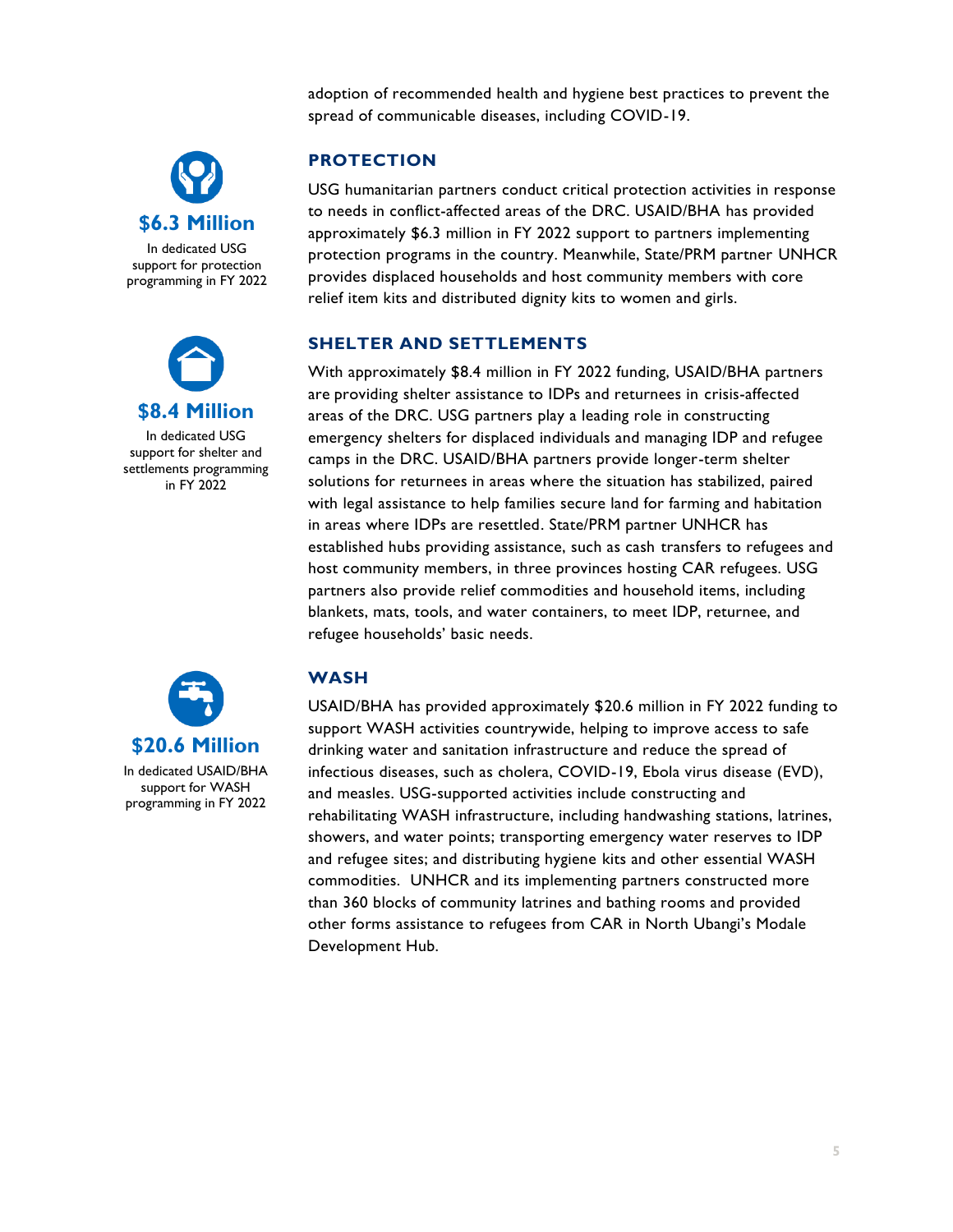adoption of recommended health and hygiene best practices to prevent the spread of communicable diseases, including COVID-19.

**$6.3 Million**

In dedicated USG support for protection programming in FY 2022

## PROTECTION

USG humanitarian partners conduct critical protection activities in response to needs in conflict-affected areas of the DRC. USAID/BHA has provided approximately $6.3 million in FY 2022 support to partners implementing protection programs in the country. Meanwhile, State/PRM partner UNHCR provides displaced households and host community members with core relief item kits and distributed dignity kits to women and girls.

**$8.4 Million**

In dedicated USG support for shelter and settlements programming in FY 2022

## SHELTER AND SETTLEMENTS

With approximately $8.4 million in FY 2022 funding, USAID/BHA partners are providing shelter assistance to IDPs and returnees in crisis-affected areas of the DRC. USG partners play a leading role in constructing emergency shelters for displaced individuals and managing IDP and refugee camps in the DRC. USAID/BHA partners provide longer-term shelter solutions for returnees in areas where the situation has stabilized, paired with legal assistance to help families secure land for farming and habitation in areas where IDPs are resettled. State/PRM partner UNHCR has established hubs providing assistance, such as cash transfers to refugees and host community members, in three provinces hosting CAR refugees. USG partners also provide relief commodities and household items, including blankets, mats, tools, and water containers, to meet IDP, returnee, and refugee households' basic needs.

**$20.6 Million**

In dedicated USAID/BHA support for WASH programming in FY 2022

## WASH

USAID/BHA has provided approximately $20.6 million in FY 2022 funding to support WASH activities countrywide, helping to improve access to safe drinking water and sanitation infrastructure and reduce the spread of infectious diseases, such as cholera, COVID-19, Ebola virus disease (EVD), and measles. USG-supported activities include constructing and rehabilitating WASH infrastructure, including handwashing stations, latrines, showers, and water points; transporting emergency water reserves to IDP and refugee sites; and distributing hygiene kits and other essential WASH commodities. UNHCR and its implementing partners constructed more than 360 blocks of community latrines and bathing rooms and provided other forms assistance to refugees from CAR in North Ubangi's Modale Development Hub.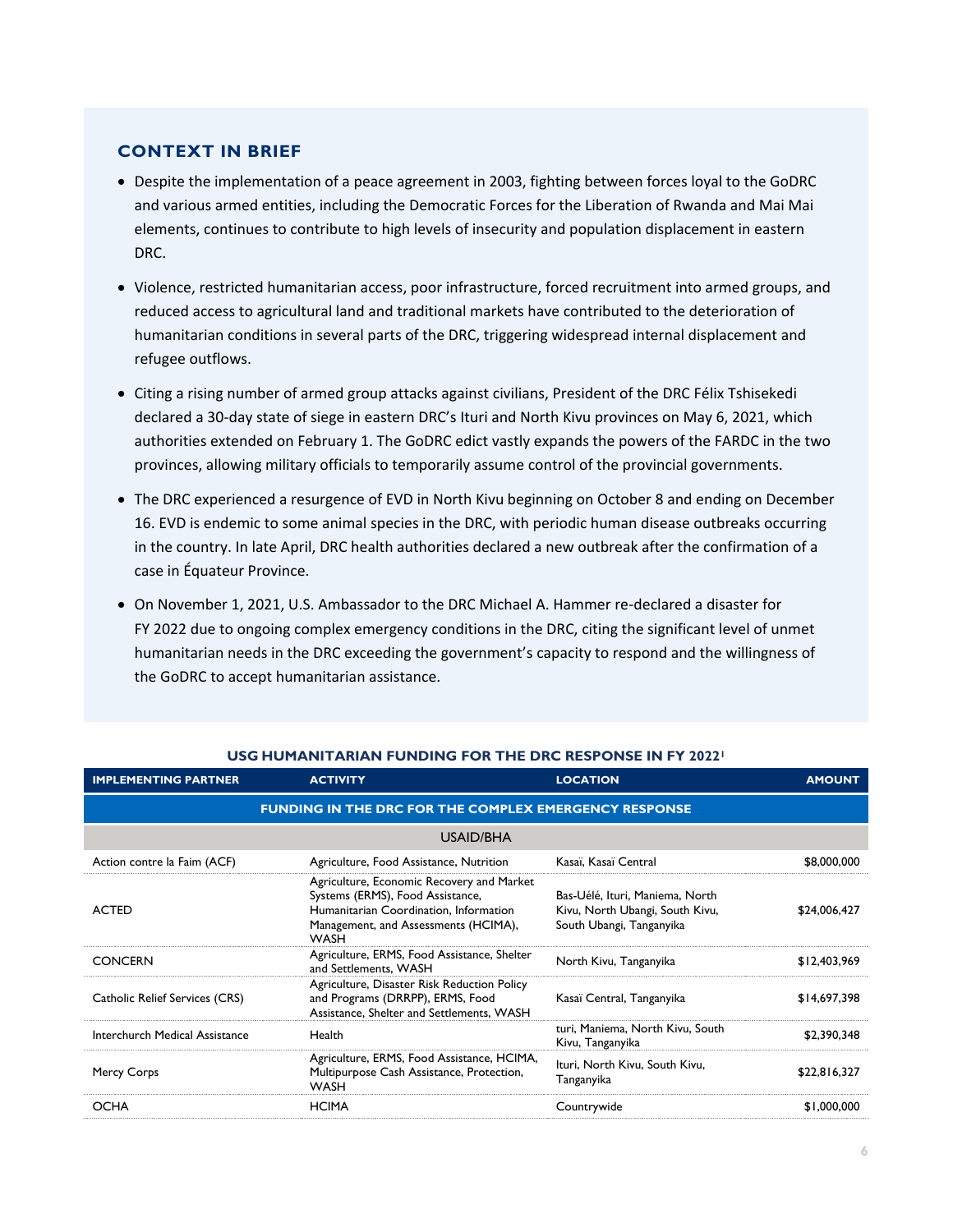## CONTEXT IN BRIEF

- Despite the implementation of a peace agreement in 2003, fighting between forces loyal to the GoDRC and various armed entities, including the Democratic Forces for the Liberation of Rwanda and Mai Mai elements, continues to contribute to high levels of insecurity and population displacement in eastern DRC.
- Violence, restricted humanitarian access, poor infrastructure, forced recruitment into armed groups, and reduced access to agricultural land and traditional markets have contributed to the deterioration of humanitarian conditions in several parts of the DRC, triggering widespread internal displacement and refugee outflows.
- Citing a rising number of armed group attacks against civilians, President of the DRC Félix Tshisekedi declared a 30-day state of siege in eastern DRC's Ituri and North Kivu provinces on May 6, 2021, which authorities extended on February 1. The GoDRC edict vastly expands the powers of the FARDC in the two provinces, allowing military officials to temporarily assume control of the provincial governments.
- The DRC experienced a resurgence of EVD in North Kivu beginning on October 8 and ending on December 16. EVD is endemic to some animal species in the DRC, with periodic human disease outbreaks occurring in the country. In late April, DRC health authorities declared a new outbreak after the confirmation of a case in Équateur Province.
- On November 1, 2021, U.S. Ambassador to the DRC Michael A. Hammer re-declared a disaster for FY 2022 due to ongoing complex emergency conditions in the DRC, citing the significant level of unmet humanitarian needs in the DRC exceeding the government's capacity to respond and the willingness of the GoDRC to accept humanitarian assistance.

### USG HUMANITARIAN FUNDING FOR THE DRC RESPONSE IN FY 2022[1]

| IMPLEMENTING PARTNER | ACTIVITY | LOCATION | AMOUNT |
|---|---|---|---|
| **FUNDING IN THE DRC FOR THE COMPLEX EMERGENCY RESPONSE** | | | |
| USAID/BHA | | | |
| Action contre la Faim (ACF) | Agriculture, Food Assistance, Nutrition | Kasaï, Kasaï Central | $8,000,000 |
| ACTED | Agriculture, Economic Recovery and Market Systems (ERMS), Food Assistance, Humanitarian Coordination, Information Management, and Assessments (HCIMA), WASH | Bas-Uélé, Ituri, Maniema, North Kivu, North Ubangi, South Kivu, South Ubangi, Tanganyika | $24,006,427 |
| CONCERN | Agriculture, ERMS, Food Assistance, Shelter and Settlements, WASH | North Kivu, Tanganyika | $12,403,969 |
| Catholic Relief Services (CRS) | Agriculture, Disaster Risk Reduction Policy and Programs (DRRPP), ERMS, Food Assistance, Shelter and Settlements, WASH | Kasaï Central, Tanganyika | $14,697,398 |
| Interchurch Medical Assistance | Health | turi, Maniema, North Kivu, South Kivu, Tanganyika | $2,390,348 |
| Mercy Corps | Agriculture, ERMS, Food Assistance, HCIMA, Multipurpose Cash Assistance, Protection, WASH | Ituri, North Kivu, South Kivu, Tanganyika | $22,816,327 |
| OCHA | HCIMA | Countrywide | $1,000,000 |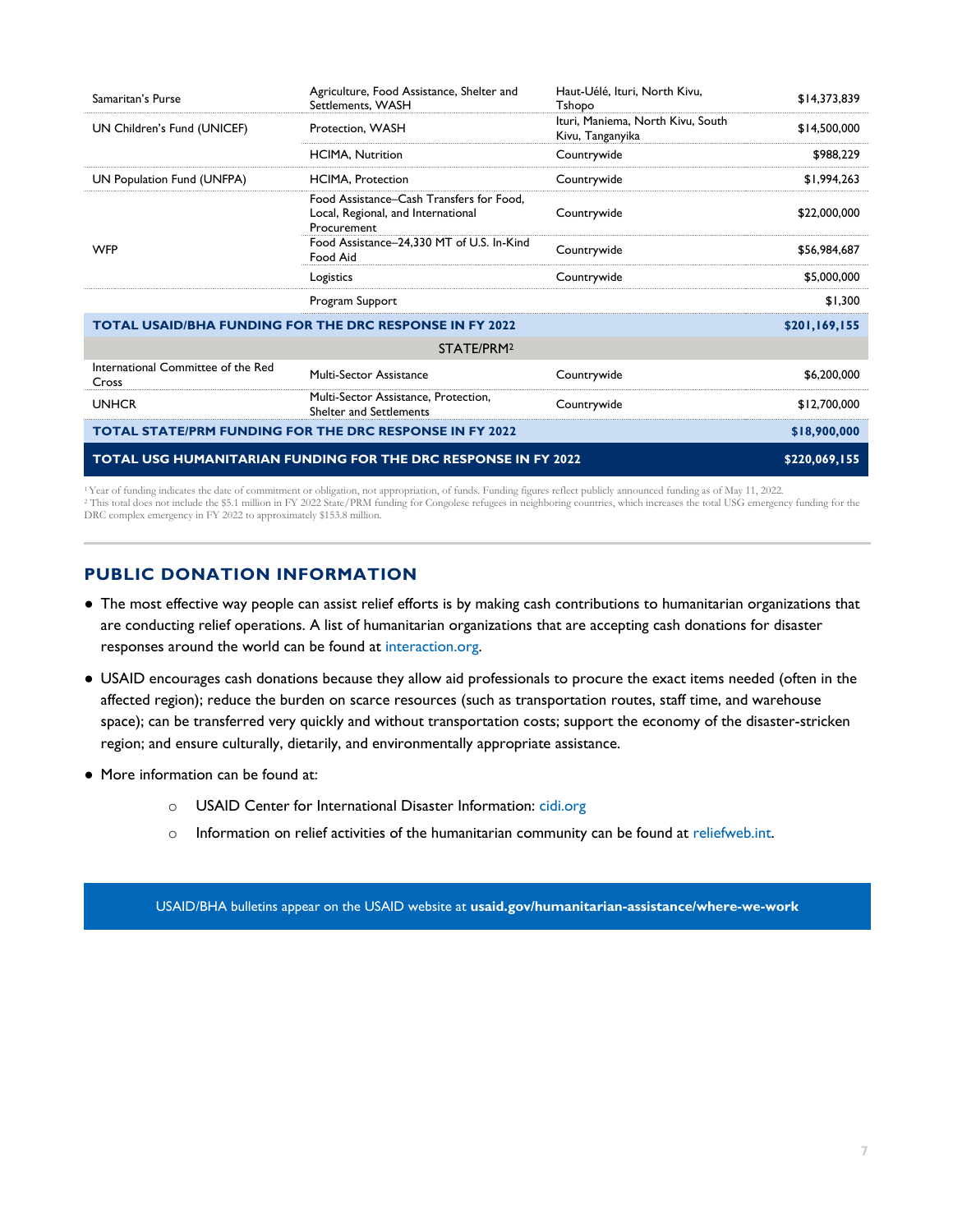| | | | |
|---|---|---|---|
| Samaritan's Purse | Agriculture, Food Assistance, Shelter and Settlements, WASH | Haut-Uélé, Ituri, North Kivu, Tshopo | $14,373,839 |
| UN Children's Fund (UNICEF) | Protection, WASH | Ituri, Maniema, North Kivu, South Kivu, Tanganyika | $14,500,000 |
| | HCIMA, Nutrition | Countrywide | $988,229 |
| UN Population Fund (UNFPA) | HCIMA, Protection | Countrywide | $1,994,263 |
| WFP | Food Assistance–Cash Transfers for Food, Local, Regional, and International Procurement | Countrywide | $22,000,000 |
| | Food Assistance–24,330 MT of U.S. In-Kind Food Aid | Countrywide | $56,984,687 |
| | Logistics | Countrywide | $5,000,000 |
| | Program Support | | $1,300 |
| **TOTAL USAID/BHA FUNDING FOR THE DRC RESPONSE IN FY 2022** | | | **$201,169,155** |
| STATE/PRM[2] | | | |
| International Committee of the Red Cross | Multi-Sector Assistance | Countrywide | $6,200,000 |
| UNHCR | Multi-Sector Assistance, Protection, Shelter and Settlements | Countrywide | $12,700,000 |
| **TOTAL STATE/PRM FUNDING FOR THE DRC RESPONSE IN FY 2022** | | | **$18,900,000** |
| **TOTAL USG HUMANITARIAN FUNDING FOR THE DRC RESPONSE IN FY 2022** | | | **$220,069,155** |

[1] Year of funding indicates the date of commitment or obligation, not appropriation, of funds. Funding figures reflect publicly announced funding as of May 11, 2022.
[2] This total does not include the $5.1 million in FY 2022 State/PRM funding for Congolese refugees in neighboring countries, which increases the total USG emergency funding for the DRC complex emergency in FY 2022 to approximately $153.8 million.

## PUBLIC DONATION INFORMATION

- The most effective way people can assist relief efforts is by making cash contributions to humanitarian organizations that are conducting relief operations. A list of humanitarian organizations that are accepting cash donations for disaster responses around the world can be found at interaction.org.
- USAID encourages cash donations because they allow aid professionals to procure the exact items needed (often in the affected region); reduce the burden on scarce resources (such as transportation routes, staff time, and warehouse space); can be transferred very quickly and without transportation costs; support the economy of the disaster-stricken region; and ensure culturally, dietarily, and environmentally appropriate assistance.
- More information can be found at:
  - USAID Center for International Disaster Information: cidi.org
  - Information on relief activities of the humanitarian community can be found at reliefweb.int.

USAID/BHA bulletins appear on the USAID website at **usaid.gov/humanitarian-assistance/where-we-work**